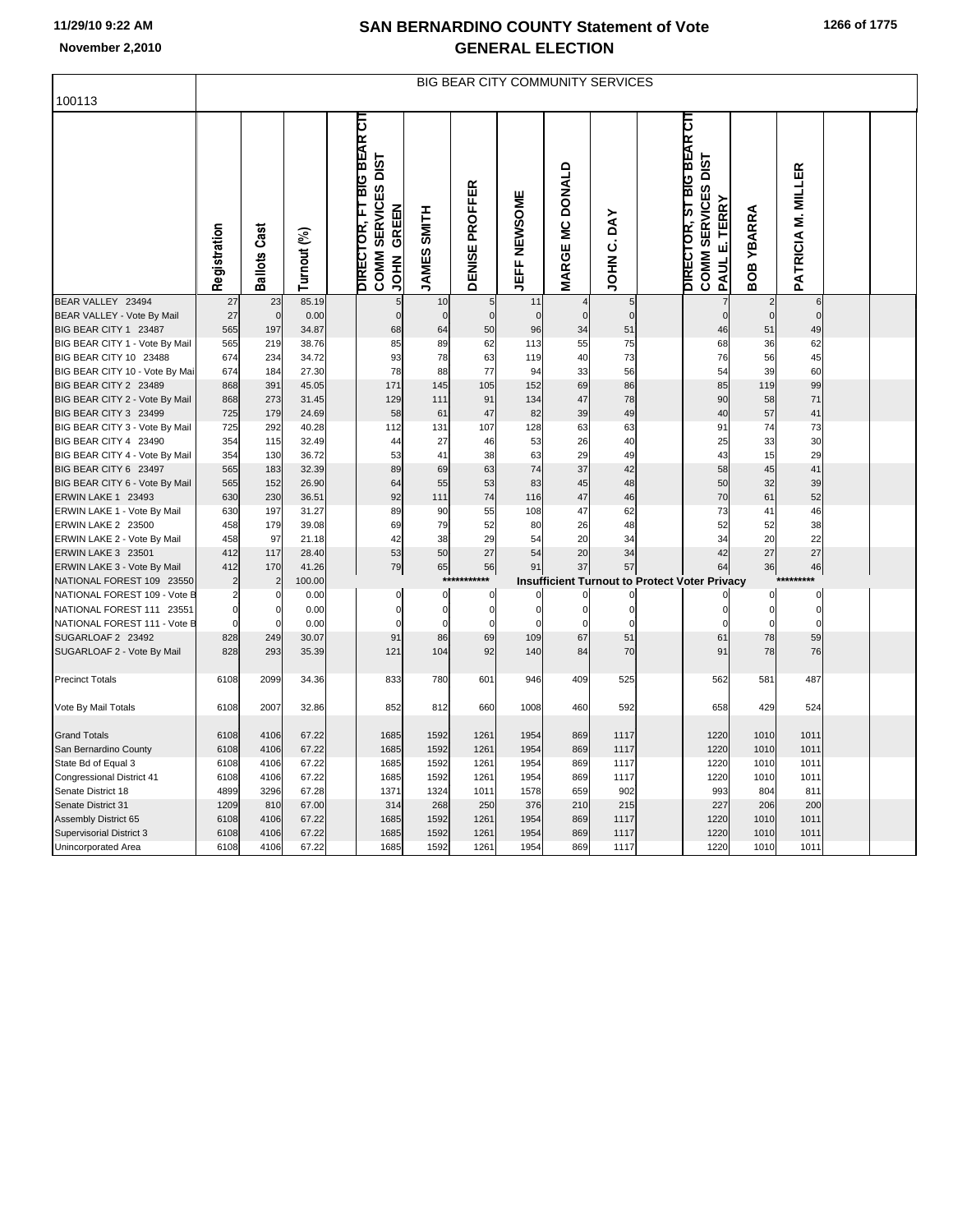# SAN BERNARDINO COUNTY Statement of Vote
## GENERAL ELECTION

11/29/10 9:22 AM
November 2,2010

100113

BIG BEAR CITY COMMUNITY SERVICES

| | Registration | Ballots Cast | Turnout (%) | | DIRECTOR, FT BIG BEAR CITY COMM SERVICES DIST JOHN GREEN | JAMES SMITH | DENISE PROFFER | JEFF NEWSOME | MARGE MC DONALD | JOHN C. DAY | | DIRECTOR, ST BIG BEAR CITY COMM SERVICES DIST PAUL E. TERRY | BOB YBARRA | PATRICIA M. MILLER |
|---|---|---|---|---|---|---|---|---|---|---|---|---|---|---|
| BEAR VALLEY 23494 | 27 | 23 | 85.19 | | 5 | 10 | 5 | 11 | 4 | 5 | | 7 | 2 | 6 |
| BEAR VALLEY - Vote By Mail | 27 | 0 | 0.00 | | 0 | 0 | 0 | 0 | 0 | 0 | | 0 | 0 | 0 |
| BIG BEAR CITY 1 23487 | 565 | 197 | 34.87 | | 68 | 64 | 50 | 96 | 34 | 51 | | 46 | 51 | 49 |
| BIG BEAR CITY 1 - Vote By Mail | 565 | 219 | 38.76 | | 85 | 89 | 62 | 113 | 55 | 75 | | 68 | 36 | 62 |
| BIG BEAR CITY 10 23488 | 674 | 234 | 34.72 | | 93 | 78 | 63 | 119 | 40 | 73 | | 76 | 56 | 45 |
| BIG BEAR CITY 10 - Vote By Mail | 674 | 184 | 27.30 | | 78 | 88 | 77 | 94 | 33 | 56 | | 54 | 39 | 60 |
| BIG BEAR CITY 2 23489 | 868 | 391 | 45.05 | | 171 | 145 | 105 | 152 | 69 | 86 | | 85 | 119 | 99 |
| BIG BEAR CITY 2 - Vote By Mail | 868 | 273 | 31.45 | | 129 | 111 | 91 | 134 | 47 | 78 | | 90 | 58 | 71 |
| BIG BEAR CITY 3 23499 | 725 | 179 | 24.69 | | 58 | 61 | 47 | 82 | 39 | 49 | | 40 | 57 | 41 |
| BIG BEAR CITY 3 - Vote By Mail | 725 | 292 | 40.28 | | 112 | 131 | 107 | 128 | 63 | 63 | | 91 | 74 | 73 |
| BIG BEAR CITY 4 23490 | 354 | 115 | 32.49 | | 44 | 27 | 46 | 53 | 26 | 40 | | 25 | 33 | 30 |
| BIG BEAR CITY 4 - Vote By Mail | 354 | 130 | 36.72 | | 53 | 41 | 38 | 63 | 29 | 49 | | 43 | 15 | 29 |
| BIG BEAR CITY 6 23497 | 565 | 183 | 32.39 | | 89 | 69 | 63 | 74 | 37 | 42 | | 58 | 45 | 41 |
| BIG BEAR CITY 6 - Vote By Mail | 565 | 152 | 26.90 | | 64 | 55 | 53 | 83 | 45 | 48 | | 50 | 32 | 39 |
| ERWIN LAKE 1 23493 | 630 | 230 | 36.51 | | 92 | 111 | 74 | 116 | 47 | 46 | | 70 | 61 | 52 |
| ERWIN LAKE 1 - Vote By Mail | 630 | 197 | 31.27 | | 89 | 90 | 55 | 108 | 47 | 62 | | 73 | 41 | 46 |
| ERWIN LAKE 2 23500 | 458 | 179 | 39.08 | | 69 | 79 | 52 | 80 | 26 | 48 | | 52 | 52 | 38 |
| ERWIN LAKE 2 - Vote By Mail | 458 | 97 | 21.18 | | 42 | 38 | 29 | 54 | 20 | 34 | | 34 | 20 | 22 |
| ERWIN LAKE 3 23501 | 412 | 117 | 28.40 | | 53 | 50 | 27 | 54 | 20 | 34 | | 42 | 27 | 27 |
| ERWIN LAKE 3 - Vote By Mail | 412 | 170 | 41.26 | | 79 | 65 | 56 | 91 | 37 | 57 | | 64 | 36 | 46 |
| NATIONAL FOREST 109 23550 | 2 | 2 | 100.00 | | | | *********** | Insufficient Turnout to Protect Voter Privacy | | | | | | ********* |
| NATIONAL FOREST 109 - Vote B | 2 | 0 | 0.00 | | 0 | 0 | 0 | 0 | 0 | 0 | | 0 | 0 | 0 |
| NATIONAL FOREST 111 23551 | 0 | 0 | 0.00 | | 0 | 0 | 0 | 0 | 0 | 0 | | 0 | 0 | 0 |
| NATIONAL FOREST 111 - Vote B | 0 | 0 | 0.00 | | 0 | 0 | 0 | 0 | 0 | 0 | | 0 | 0 | 0 |
| SUGARLOAF 2 23492 | 828 | 249 | 30.07 | | 91 | 86 | 69 | 109 | 67 | 51 | | 61 | 78 | 59 |
| SUGARLOAF 2 - Vote By Mail | 828 | 293 | 35.39 | | 121 | 104 | 92 | 140 | 84 | 70 | | 91 | 78 | 76 |
| Precinct Totals | 6108 | 2099 | 34.36 | | 833 | 780 | 601 | 946 | 409 | 525 | | 562 | 581 | 487 |
| Vote By Mail Totals | 6108 | 2007 | 32.86 | | 852 | 812 | 660 | 1008 | 460 | 592 | | 658 | 429 | 524 |
| Grand Totals | 6108 | 4106 | 67.22 | | 1685 | 1592 | 1261 | 1954 | 869 | 1117 | | 1220 | 1010 | 1011 |
| San Bernardino County | 6108 | 4106 | 67.22 | | 1685 | 1592 | 1261 | 1954 | 869 | 1117 | | 1220 | 1010 | 1011 |
| State Bd of Equal 3 | 6108 | 4106 | 67.22 | | 1685 | 1592 | 1261 | 1954 | 869 | 1117 | | 1220 | 1010 | 1011 |
| Congressional District 41 | 6108 | 4106 | 67.22 | | 1685 | 1592 | 1261 | 1954 | 869 | 1117 | | 1220 | 1010 | 1011 |
| Senate District 18 | 4899 | 3296 | 67.28 | | 1371 | 1324 | 1011 | 1578 | 659 | 902 | | 993 | 804 | 811 |
| Senate District 31 | 1209 | 810 | 67.00 | | 314 | 268 | 250 | 376 | 210 | 215 | | 227 | 206 | 200 |
| Assembly District 65 | 6108 | 4106 | 67.22 | | 1685 | 1592 | 1261 | 1954 | 869 | 1117 | | 1220 | 1010 | 1011 |
| Supervisorial District 3 | 6108 | 4106 | 67.22 | | 1685 | 1592 | 1261 | 1954 | 869 | 1117 | | 1220 | 1010 | 1011 |
| Unincorporated Area | 6108 | 4106 | 67.22 | | 1685 | 1592 | 1261 | 1954 | 869 | 1117 | | 1220 | 1010 | 1011 |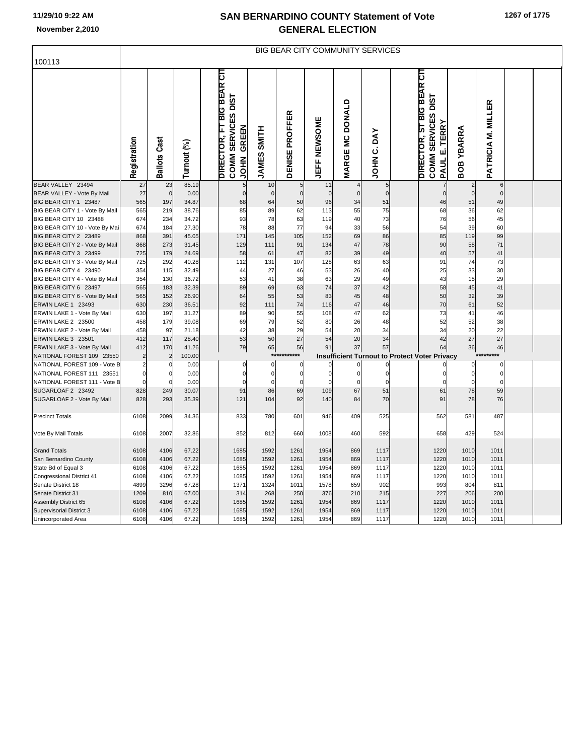# SAN BERNARDINO COUNTY Statement of Vote
# GENERAL ELECTION

11/29/10 9:22 AM

November 2,2010

100113

BIG BEAR CITY COMMUNITY SERVICES

| | Registration | Ballots Cast | Turnout (%) | DIRECTOR, FT BIG BEAR CITY COMM SERVICES DIST JOHN GREEN | JAMES SMITH | DENISE PROFFER | JEFF NEWSOME | MARGE MC DONALD | JOHN C. DAY | DIRECTOR, ST BIG BEAR CITY COMM SERVICES DIST PAUL E. TERRY | BOB YBARRA | PATRICIA M. MILLER |
|---|---|---|---|---|---|---|---|---|---|---|---|---|
| BEAR VALLEY 23494 | 27 | 23 | 85.19 | 5 | 10 | 5 | 11 | 4 | 5 | 7 | 2 | 6 |
| BEAR VALLEY - Vote By Mail | 27 | 0 | 0.00 | 0 | 0 | 0 | 0 | 0 | 0 | 0 | 0 | 0 |
| BIG BEAR CITY 1 23487 | 565 | 197 | 34.87 | 68 | 64 | 50 | 96 | 34 | 51 | 46 | 51 | 49 |
| BIG BEAR CITY 1 - Vote By Mail | 565 | 219 | 38.76 | 85 | 89 | 62 | 113 | 55 | 75 | 68 | 36 | 62 |
| BIG BEAR CITY 10 23488 | 674 | 234 | 34.72 | 93 | 78 | 63 | 119 | 40 | 73 | 76 | 56 | 45 |
| BIG BEAR CITY 10 - Vote By Mai | 674 | 184 | 27.30 | 78 | 88 | 77 | 94 | 33 | 56 | 54 | 39 | 60 |
| BIG BEAR CITY 2 23489 | 868 | 391 | 45.05 | 171 | 145 | 105 | 152 | 69 | 86 | 85 | 119 | 99 |
| BIG BEAR CITY 2 - Vote By Mail | 868 | 273 | 31.45 | 129 | 111 | 91 | 134 | 47 | 78 | 90 | 58 | 71 |
| BIG BEAR CITY 3 23499 | 725 | 179 | 24.69 | 58 | 61 | 47 | 82 | 39 | 49 | 40 | 57 | 41 |
| BIG BEAR CITY 3 - Vote By Mail | 725 | 292 | 40.28 | 112 | 131 | 107 | 128 | 63 | 63 | 91 | 74 | 73 |
| BIG BEAR CITY 4 23490 | 354 | 115 | 32.49 | 44 | 27 | 46 | 53 | 26 | 40 | 25 | 33 | 30 |
| BIG BEAR CITY 4 - Vote By Mail | 354 | 130 | 36.72 | 53 | 41 | 38 | 63 | 29 | 49 | 43 | 15 | 29 |
| BIG BEAR CITY 6 23497 | 565 | 183 | 32.39 | 89 | 69 | 63 | 74 | 37 | 42 | 58 | 45 | 41 |
| BIG BEAR CITY 6 - Vote By Mail | 565 | 152 | 26.90 | 64 | 55 | 53 | 83 | 45 | 48 | 50 | 32 | 39 |
| ERWIN LAKE 1 23493 | 630 | 230 | 36.51 | 92 | 111 | 74 | 116 | 47 | 46 | 70 | 61 | 52 |
| ERWIN LAKE 1 - Vote By Mail | 630 | 197 | 31.27 | 89 | 90 | 55 | 108 | 47 | 62 | 73 | 41 | 46 |
| ERWIN LAKE 2 23500 | 458 | 179 | 39.08 | 69 | 79 | 52 | 80 | 26 | 48 | 52 | 52 | 38 |
| ERWIN LAKE 2 - Vote By Mail | 458 | 97 | 21.18 | 42 | 38 | 29 | 54 | 20 | 34 | 34 | 20 | 22 |
| ERWIN LAKE 3 23501 | 412 | 117 | 28.40 | 53 | 50 | 27 | 54 | 20 | 34 | 42 | 27 | 27 |
| ERWIN LAKE 3 - Vote By Mail | 412 | 170 | 41.26 | 79 | 65 | 56 | 91 | 37 | 57 | 64 | 36 | 46 |
| NATIONAL FOREST 109 23550 | 2 | 2 | 100.00 | *********** Insufficient Turnout to Protect Voter Privacy ********* | | | | | | | | |
| NATIONAL FOREST 109 - Vote B | 2 | 0 | 0.00 | 0 | 0 | 0 | 0 | 0 | 0 | 0 | 0 | 0 |
| NATIONAL FOREST 111 23551 | 0 | 0 | 0.00 | 0 | 0 | 0 | 0 | 0 | 0 | 0 | 0 | 0 |
| NATIONAL FOREST 111 - Vote B | 0 | 0 | 0.00 | 0 | 0 | 0 | 0 | 0 | 0 | 0 | 0 | 0 |
| SUGARLOAF 2 23492 | 828 | 249 | 30.07 | 91 | 86 | 69 | 109 | 67 | 51 | 61 | 78 | 59 |
| SUGARLOAF 2 - Vote By Mail | 828 | 293 | 35.39 | 121 | 104 | 92 | 140 | 84 | 70 | 91 | 78 | 76 |
| Precinct Totals | 6108 | 2099 | 34.36 | 833 | 780 | 601 | 946 | 409 | 525 | 562 | 581 | 487 |
| Vote By Mail Totals | 6108 | 2007 | 32.86 | 852 | 812 | 660 | 1008 | 460 | 592 | 658 | 429 | 524 |
| Grand Totals | 6108 | 4106 | 67.22 | 1685 | 1592 | 1261 | 1954 | 869 | 1117 | 1220 | 1010 | 1011 |
| San Bernardino County | 6108 | 4106 | 67.22 | 1685 | 1592 | 1261 | 1954 | 869 | 1117 | 1220 | 1010 | 1011 |
| State Bd of Equal 3 | 6108 | 4106 | 67.22 | 1685 | 1592 | 1261 | 1954 | 869 | 1117 | 1220 | 1010 | 1011 |
| Congressional District 41 | 6108 | 4106 | 67.22 | 1685 | 1592 | 1261 | 1954 | 869 | 1117 | 1220 | 1010 | 1011 |
| Senate District 18 | 4899 | 3296 | 67.28 | 1371 | 1324 | 1011 | 1578 | 659 | 902 | 993 | 804 | 811 |
| Senate District 31 | 1209 | 810 | 67.00 | 314 | 268 | 250 | 376 | 210 | 215 | 227 | 206 | 200 |
| Assembly District 65 | 6108 | 4106 | 67.22 | 1685 | 1592 | 1261 | 1954 | 869 | 1117 | 1220 | 1010 | 1011 |
| Supervisorial District 3 | 6108 | 4106 | 67.22 | 1685 | 1592 | 1261 | 1954 | 869 | 1117 | 1220 | 1010 | 1011 |
| Unincorporated Area | 6108 | 4106 | 67.22 | 1685 | 1592 | 1261 | 1954 | 869 | 1117 | 1220 | 1010 | 1011 |